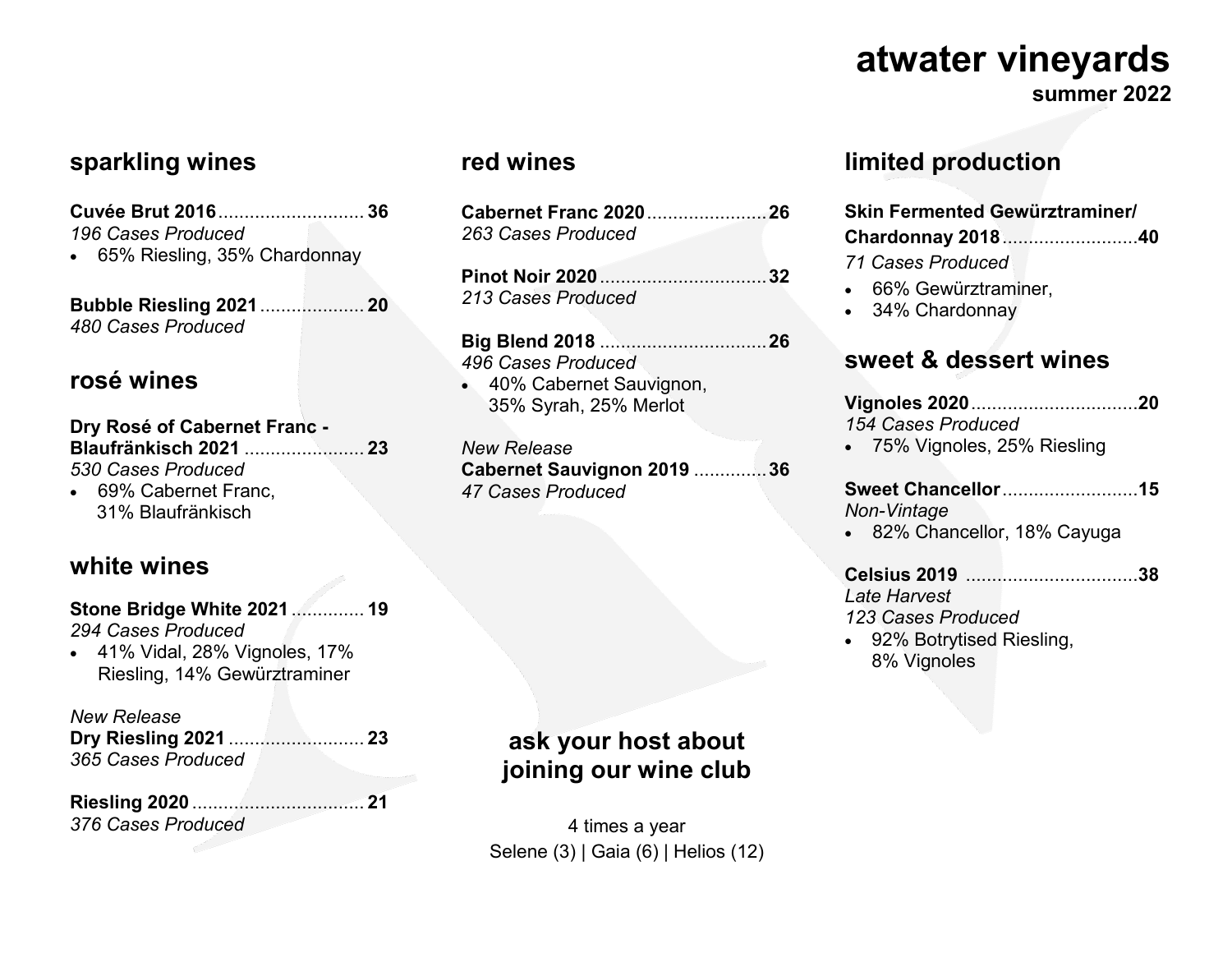# atwater vineyards

**summer 2022**

## sparkling wines

**Cuvée Brut 2016**............................ **36**
*196 Cases Produced*
- 65% Riesling, 35% Chardonnay

**Bubble Riesling 2021**.................... **20**
*480 Cases Produced*

## rosé wines

**Dry Rosé of Cabernet Franc - Blaufränkisch 2021** ....................... **23**
*530 Cases Produced*
- 69% Cabernet Franc, 31% Blaufränkisch

## white wines

**Stone Bridge White 2021**.............. **19**
*294 Cases Produced*
- 41% Vidal, 28% Vignoles, 17% Riesling, 14% Gewürztraminer

*New Release*
**Dry Riesling 2021**.......................... **23**
*365 Cases Produced*

**Riesling 2020**................................. **21**
*376 Cases Produced*

## red wines

**Cabernet Franc 2020**....................... **26**
*263 Cases Produced*

**Pinot Noir 2020**................................ **32**
*213 Cases Produced*

**Big Blend 2018** ................................ **26**
*496 Cases Produced*
- 40% Cabernet Sauvignon, 35% Syrah, 25% Merlot

*New Release*
**Cabernet Sauvignon 2019** .............. **36**
*47 Cases Produced*

## ask your host about joining our wine club

4 times a year
Selene (3) | Gaia (6) | Helios (12)

## limited production

**Skin Fermented Gewürztraminer/ Chardonnay 2018**.......................... **40**
*71 Cases Produced*
- 66% Gewürztraminer,
- 34% Chardonnay

## sweet & dessert wines

**Vignoles 2020**................................ **20**
*154 Cases Produced*
- 75% Vignoles, 25% Riesling

**Sweet Chancellor**.......................... **15**
*Non-Vintage*
- 82% Chancellor, 18% Cayuga

**Celsius 2019** ................................. **38**
*Late Harvest*
*123 Cases Produced*
- 92% Botrytised Riesling, 8% Vignoles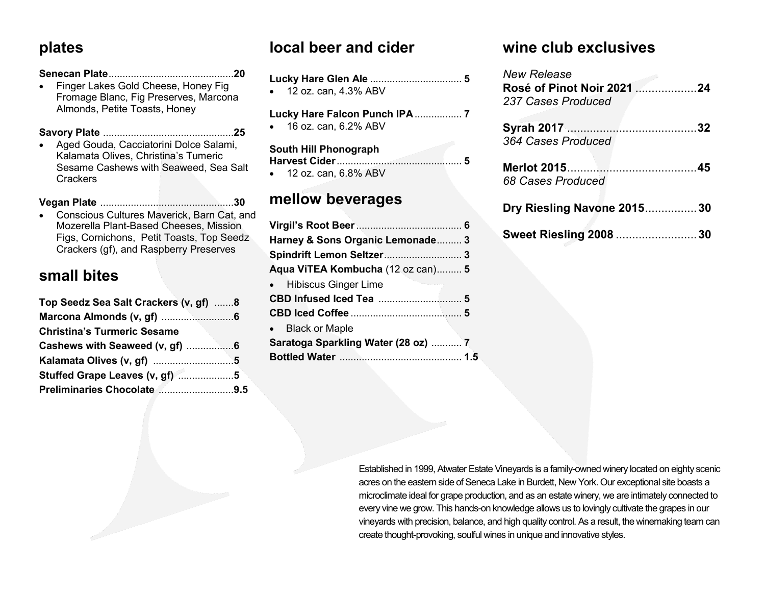## plates

**Senecan Plate**............................................**20**

- Finger Lakes Gold Cheese, Honey Fig Fromage Blanc, Fig Preserves, Marcona Almonds, Petite Toasts, Honey

**Savory Plate** ..............................................**25**

- Aged Gouda, Cacciatorini Dolce Salami, Kalamata Olives, Christina's Tumeric Sesame Cashews with Seaweed, Sea Salt Crackers

**Vegan Plate** ...............................................**30**

- Conscious Cultures Maverick, Barn Cat, and Mozerella Plant-Based Cheeses, Mission Figs, Cornichons, Petit Toasts, Top Seedz Crackers (gf), and Raspberry Preserves

## small bites

**Top Seedz Sea Salt Crackers (v, gf) .......8**

**Marcona Almonds (v, gf) .........................6**

**Christina's Turmeric Sesame Cashews with Seaweed (v, gf) ................6**

**Kalamata Olives (v, gf) ............................5**

**Stuffed Grape Leaves (v, gf) ...................5**

**Preliminaries Chocolate ..........................9.5**

## local beer and cider

**Lucky Hare Glen Ale** ................................ **5**

- 12 oz. can, 4.3% ABV

**Lucky Hare Falcon Punch IPA** ................ **7**

- 16 oz. can, 6.2% ABV

**South Hill Phonograph Harvest Cider**............................................ **5**

- 12 oz. can, 6.8% ABV

## mellow beverages

**Virgil's Root Beer**..................................... **6**

**Harney & Sons Organic Lemonade**......... **3**

**Spindrift Lemon Seltzer**........................... **3**

**Aqua ViTEA Kombucha** (12 oz can)......... **5**

- Hibiscus Ginger Lime

**CBD Infused Iced Tea** ............................. **5**

**CBD Iced Coffee** ....................................... **5**

- Black or Maple

**Saratoga Sparkling Water (28 oz)** ........... **7**

**Bottled Water** ........................................... **1.5**

## wine club exclusives

*New Release*

**Rosé of Pinot Noir 2021 ...................24**

*237 Cases Produced*

**Syrah 2017 ........................................32**

*364 Cases Produced*

**Merlot 2015........................................45**

*68 Cases Produced*

**Dry Riesling Navone 2015................30**

**Sweet Riesling 2008 .........................30**

Established in 1999, Atwater Estate Vineyards is a family-owned winery located on eighty scenic acres on the eastern side of Seneca Lake in Burdett, New York. Our exceptional site boasts a microclimate ideal for grape production, and as an estate winery, we are intimately connected to every vine we grow. This hands-on knowledge allows us to lovingly cultivate the grapes in our vineyards with precision, balance, and high quality control. As a result, the winemaking team can create thought-provoking, soulful wines in unique and innovative styles.